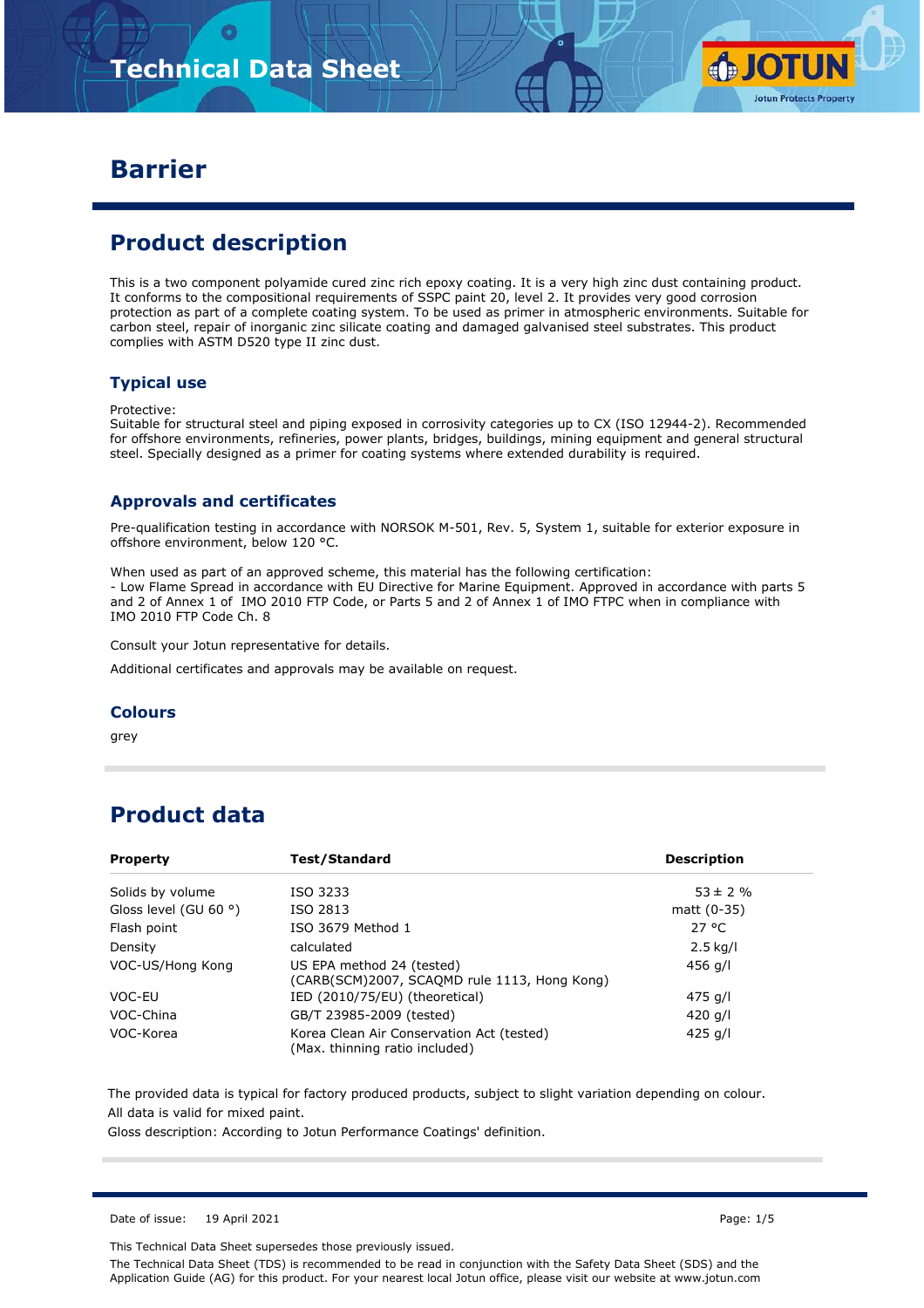# Technical Data Sheet

# Barrier

## Product description

This is a two component polyamide cured zinc rich epoxy coating. It is a very high zinc dust containing product. It conforms to the compositional requirements of SSPC paint 20, level 2. It provides very good corrosion protection as part of a complete coating system. To be used as primer in atmospheric environments. Suitable for carbon steel, repair of inorganic zinc silicate coating and damaged galvanised steel substrates. This product complies with ASTM D520 type II zinc dust.

### Typical use

Protective:
Suitable for structural steel and piping exposed in corrosivity categories up to CX (ISO 12944-2). Recommended for offshore environments, refineries, power plants, bridges, buildings, mining equipment and general structural steel. Specially designed as a primer for coating systems where extended durability is required.

### Approvals and certificates

Pre-qualification testing in accordance with NORSOK M-501, Rev. 5, System 1, suitable for exterior exposure in offshore environment, below 120 °C.

When used as part of an approved scheme, this material has the following certification:
- Low Flame Spread in accordance with EU Directive for Marine Equipment. Approved in accordance with parts 5 and 2 of Annex 1 of IMO 2010 FTP Code, or Parts 5 and 2 of Annex 1 of IMO FTPC when in compliance with IMO 2010 FTP Code Ch. 8

Consult your Jotun representative for details.

Additional certificates and approvals may be available on request.

### Colours

grey

## Product data

| Property | Test/Standard | Description |
|---|---|---|
| Solids by volume | ISO 3233 | 53 ± 2 % |
| Gloss level (GU 60 °) | ISO 2813 | matt (0-35) |
| Flash point | ISO 3679 Method 1 | 27 °C |
| Density | calculated | 2.5 kg/l |
| VOC-US/Hong Kong | US EPA method 24 (tested) (CARB(SCM)2007, SCAQMD rule 1113, Hong Kong) | 456 g/l |
| VOC-EU | IED (2010/75/EU) (theoretical) | 475 g/l |
| VOC-China | GB/T 23985-2009 (tested) | 420 g/l |
| VOC-Korea | Korea Clean Air Conservation Act (tested) (Max. thinning ratio included) | 425 g/l |

The provided data is typical for factory produced products, subject to slight variation depending on colour.
All data is valid for mixed paint.
Gloss description: According to Jotun Performance Coatings' definition.

Date of issue: 19 April 2021

This Technical Data Sheet supersedes those previously issued.

The Technical Data Sheet (TDS) is recommended to be read in conjunction with the Safety Data Sheet (SDS) and the Application Guide (AG) for this product. For your nearest local Jotun office, please visit our website at www.jotun.com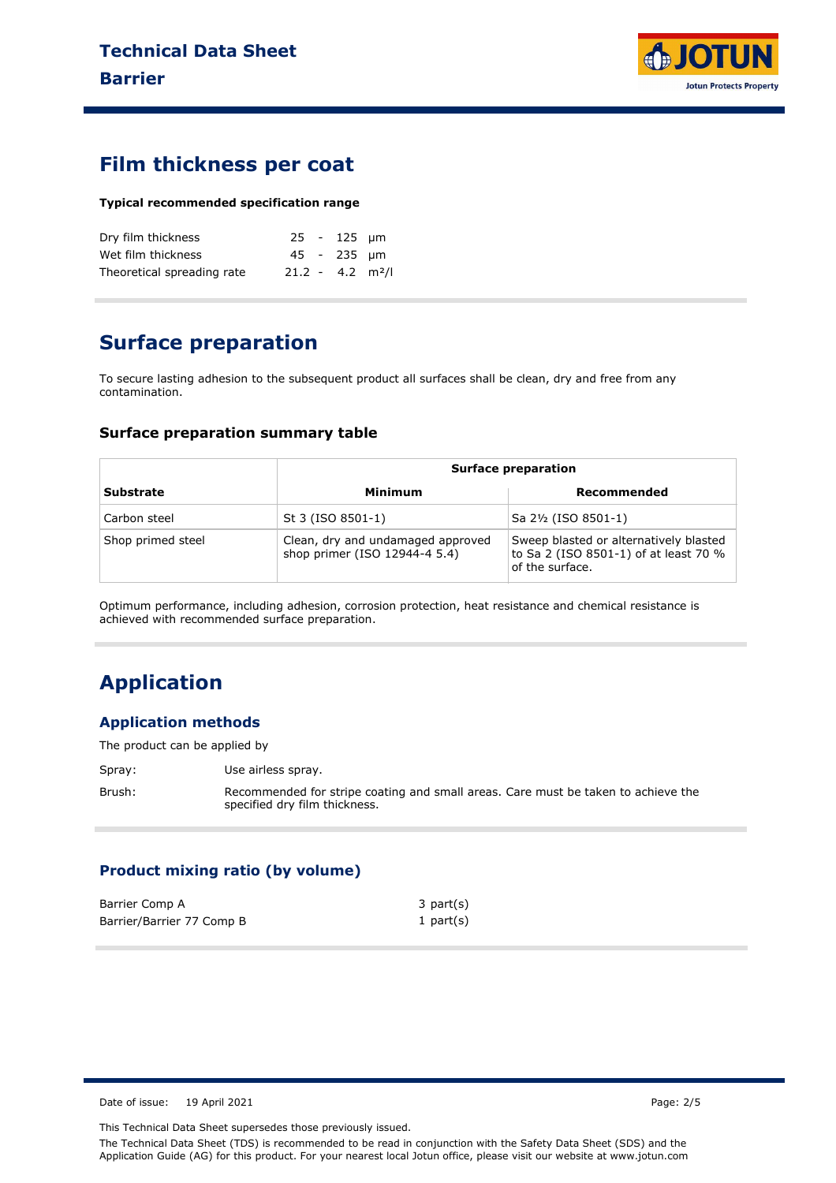## Film thickness per coat

**Typical recommended specification range**

| | | |
|---|---|---|
| Dry film thickness | 25 - 125 | µm |
| Wet film thickness | 45 - 235 | µm |
| Theoretical spreading rate | 21.2 - 4.2 | m²/l |

## Surface preparation

To secure lasting adhesion to the subsequent product all surfaces shall be clean, dry and free from any contamination.

### Surface preparation summary table

| Substrate | Surface preparation | |
|---|---|---|
| | **Minimum** | **Recommended** |
| Carbon steel | St 3 (ISO 8501-1) | Sa 2½ (ISO 8501-1) |
| Shop primed steel | Clean, dry and undamaged approved shop primer (ISO 12944-4 5.4) | Sweep blasted or alternatively blasted to Sa 2 (ISO 8501-1) of at least 70 % of the surface. |

Optimum performance, including adhesion, corrosion protection, heat resistance and chemical resistance is achieved with recommended surface preparation.

## Application

### Application methods

The product can be applied by

Spray: Use airless spray.

Brush: Recommended for stripe coating and small areas. Care must be taken to achieve the specified dry film thickness.

### Product mixing ratio (by volume)

| | |
|---|---|
| Barrier Comp A | 3 part(s) |
| Barrier/Barrier 77 Comp B | 1 part(s) |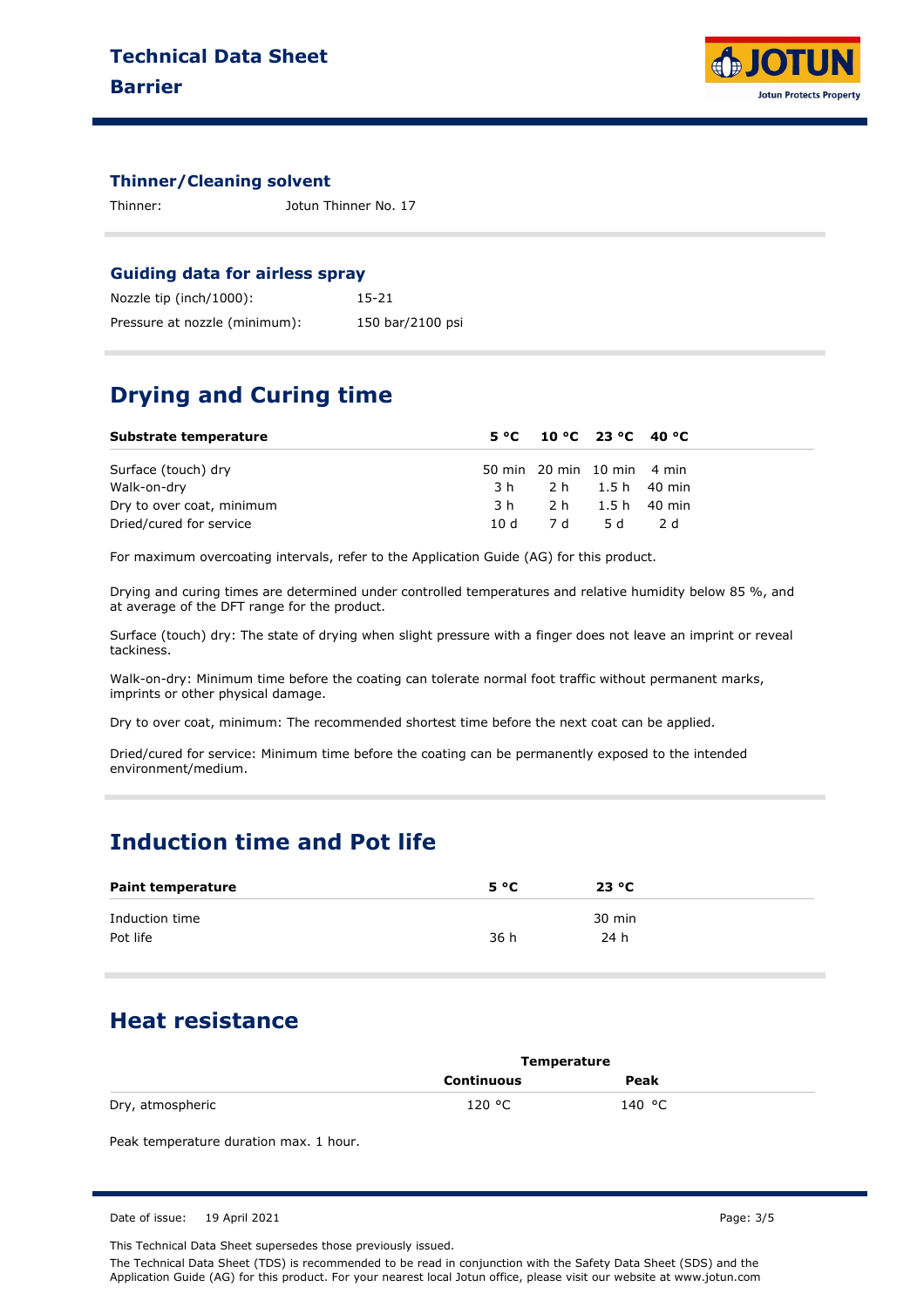### Thinner/Cleaning solvent

| | |
|---|---|
| Thinner: | Jotun Thinner No. 17 |

### Guiding data for airless spray

| | |
|---|---|
| Nozzle tip (inch/1000): | 15-21 |
| Pressure at nozzle (minimum): | 150 bar/2100 psi |

## Drying and Curing time

| Substrate temperature | 5 °C | 10 °C | 23 °C | 40 °C |
|---|---|---|---|---|
| Surface (touch) dry | 50 min | 20 min | 10 min | 4 min |
| Walk-on-dry | 3 h | 2 h | 1.5 h | 40 min |
| Dry to over coat, minimum | 3 h | 2 h | 1.5 h | 40 min |
| Dried/cured for service | 10 d | 7 d | 5 d | 2 d |

For maximum overcoating intervals, refer to the Application Guide (AG) for this product.

Drying and curing times are determined under controlled temperatures and relative humidity below 85 %, and at average of the DFT range for the product.

Surface (touch) dry: The state of drying when slight pressure with a finger does not leave an imprint or reveal tackiness.

Walk-on-dry: Minimum time before the coating can tolerate normal foot traffic without permanent marks, imprints or other physical damage.

Dry to over coat, minimum: The recommended shortest time before the next coat can be applied.

Dried/cured for service: Minimum time before the coating can be permanently exposed to the intended environment/medium.

## Induction time and Pot life

| Paint temperature | 5 °C | 23 °C |
|---|---|---|
| Induction time | | 30 min |
| Pot life | 36 h | 24 h |

## Heat resistance

| | Temperature | |
|---|---|---|
| | Continuous | Peak |
| Dry, atmospheric | 120 °C | 140 °C |

Peak temperature duration max. 1 hour.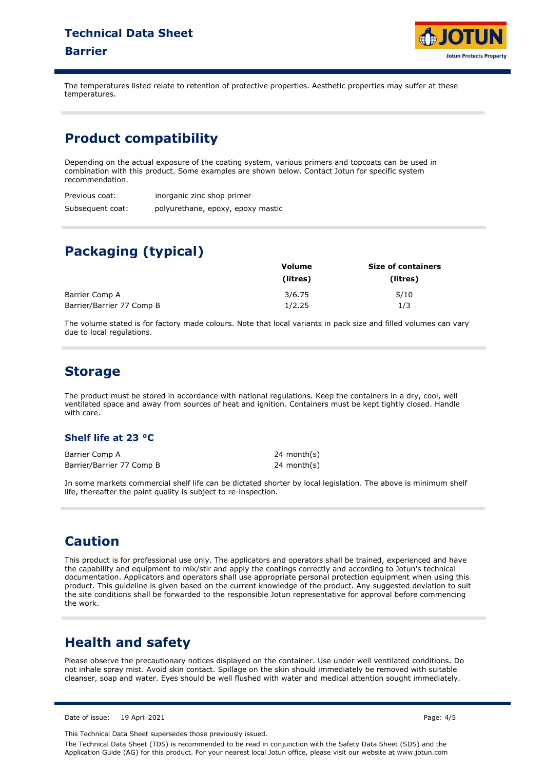The temperatures listed relate to retention of protective properties. Aesthetic properties may suffer at these temperatures.

## Product compatibility

Depending on the actual exposure of the coating system, various primers and topcoats can be used in combination with this product. Some examples are shown below. Contact Jotun for specific system recommendation.

| | |
|---|---|
| Previous coat: | inorganic zinc shop primer |
| Subsequent coat: | polyurethane, epoxy, epoxy mastic |

## Packaging (typical)

| | Volume (litres) | Size of containers (litres) |
|---|---|---|
| Barrier Comp A | 3/6.75 | 5/10 |
| Barrier/Barrier 77 Comp B | 1/2.25 | 1/3 |

The volume stated is for factory made colours. Note that local variants in pack size and filled volumes can vary due to local regulations.

## Storage

The product must be stored in accordance with national regulations. Keep the containers in a dry, cool, well ventilated space and away from sources of heat and ignition. Containers must be kept tightly closed. Handle with care.

### Shelf life at 23 °C

| | |
|---|---|
| Barrier Comp A | 24 month(s) |
| Barrier/Barrier 77 Comp B | 24 month(s) |

In some markets commercial shelf life can be dictated shorter by local legislation. The above is minimum shelf life, thereafter the paint quality is subject to re-inspection.

## Caution

This product is for professional use only. The applicators and operators shall be trained, experienced and have the capability and equipment to mix/stir and apply the coatings correctly and according to Jotun's technical documentation. Applicators and operators shall use appropriate personal protection equipment when using this product. This guideline is given based on the current knowledge of the product. Any suggested deviation to suit the site conditions shall be forwarded to the responsible Jotun representative for approval before commencing the work.

## Health and safety

Please observe the precautionary notices displayed on the container. Use under well ventilated conditions. Do not inhale spray mist. Avoid skin contact. Spillage on the skin should immediately be removed with suitable cleanser, soap and water. Eyes should be well flushed with water and medical attention sought immediately.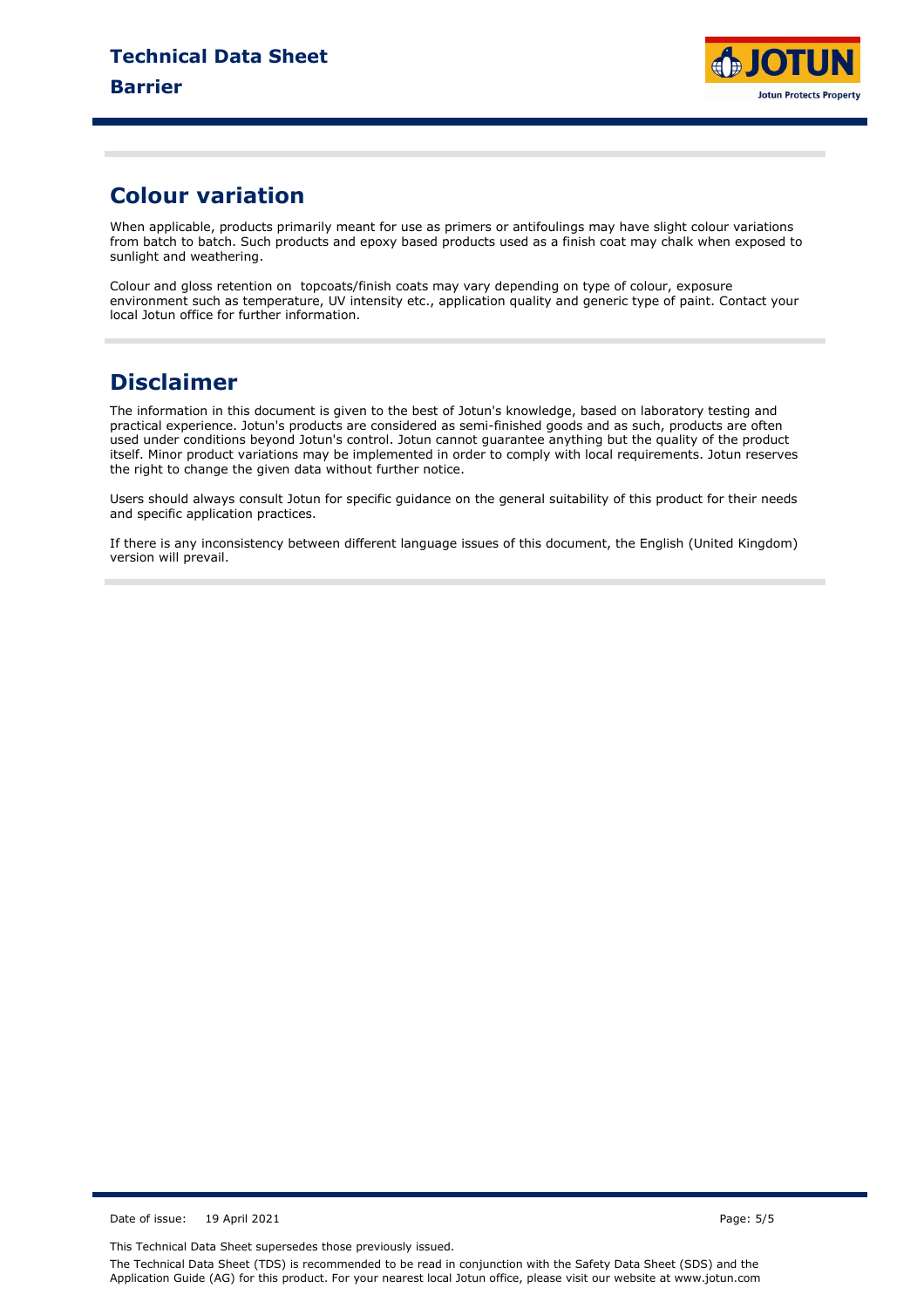## Colour variation

When applicable, products primarily meant for use as primers or antifoulings may have slight colour variations from batch to batch. Such products and epoxy based products used as a finish coat may chalk when exposed to sunlight and weathering.

Colour and gloss retention on topcoats/finish coats may vary depending on type of colour, exposure environment such as temperature, UV intensity etc., application quality and generic type of paint. Contact your local Jotun office for further information.

## Disclaimer

The information in this document is given to the best of Jotun's knowledge, based on laboratory testing and practical experience. Jotun's products are considered as semi-finished goods and as such, products are often used under conditions beyond Jotun's control. Jotun cannot guarantee anything but the quality of the product itself. Minor product variations may be implemented in order to comply with local requirements. Jotun reserves the right to change the given data without further notice.

Users should always consult Jotun for specific guidance on the general suitability of this product for their needs and specific application practices.

If there is any inconsistency between different language issues of this document, the English (United Kingdom) version will prevail.